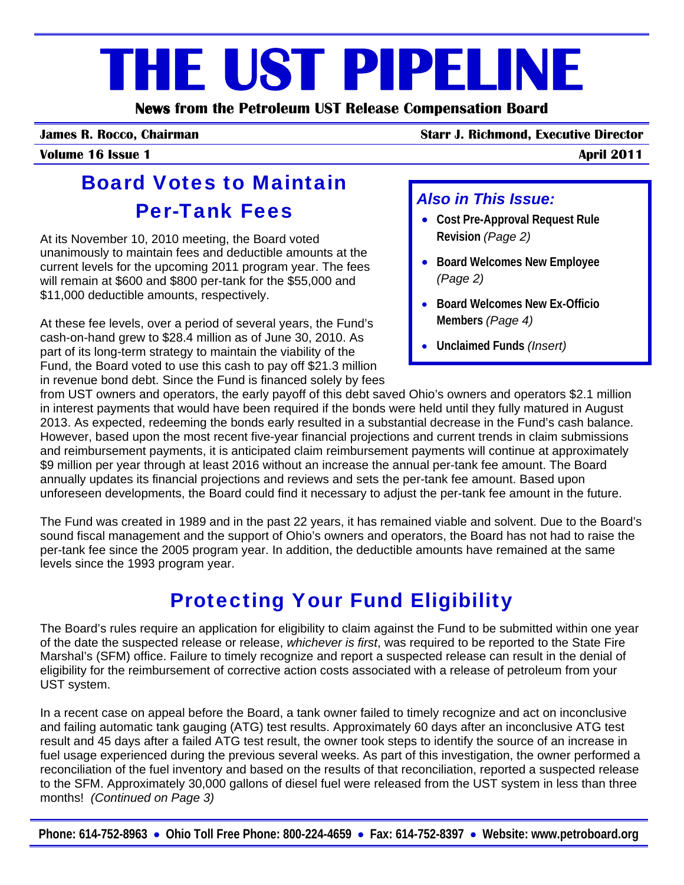# THE UST PIPELINE

**News from the Petroleum UST Release Compensation Board**

**James R. Rocco, Chairman** | **Starr J. Richmond, Executive Director**

**Volume 16 Issue 1** | **April 2011**

## Board Votes to Maintain Per-Tank Fees

At its November 10, 2010 meeting, the Board voted unanimously to maintain fees and deductible amounts at the current levels for the upcoming 2011 program year. The fees will remain at $600 and $800 per-tank for the $55,000 and $11,000 deductible amounts, respectively.

At these fee levels, over a period of several years, the Fund's cash-on-hand grew to $28.4 million as of June 30, 2010. As part of its long-term strategy to maintain the viability of the Fund, the Board voted to use this cash to pay off $21.3 million in revenue bond debt. Since the Fund is financed solely by fees from UST owners and operators, the early payoff of this debt saved Ohio's owners and operators $2.1 million in interest payments that would have been required if the bonds were held until they fully matured in August 2013. As expected, redeeming the bonds early resulted in a substantial decrease in the Fund's cash balance. However, based upon the most recent five-year financial projections and current trends in claim submissions and reimbursement payments, it is anticipated claim reimbursement payments will continue at approximately $9 million per year through at least 2016 without an increase the annual per-tank fee amount. The Board annually updates its financial projections and reviews and sets the per-tank fee amount. Based upon unforeseen developments, the Board could find it necessary to adjust the per-tank fee amount in the future.

The Fund was created in 1989 and in the past 22 years, it has remained viable and solvent. Due to the Board's sound fiscal management and the support of Ohio's owners and operators, the Board has not had to raise the per-tank fee since the 2005 program year. In addition, the deductible amounts have remained at the same levels since the 1993 program year.

### *Also in This Issue:*

- **Cost Pre-Approval Request Rule Revision** *(Page 2)*
- **Board Welcomes New Employee** *(Page 2)*
- **Board Welcomes New Ex-Officio Members** *(Page 4)*
- **Unclaimed Funds** *(Insert)*

## Protecting Your Fund Eligibility

The Board's rules require an application for eligibility to claim against the Fund to be submitted within one year of the date the suspected release or release, *whichever is first*, was required to be reported to the State Fire Marshal's (SFM) office. Failure to timely recognize and report a suspected release can result in the denial of eligibility for the reimbursement of corrective action costs associated with a release of petroleum from your UST system.

In a recent case on appeal before the Board, a tank owner failed to timely recognize and act on inconclusive and failing automatic tank gauging (ATG) test results. Approximately 60 days after an inconclusive ATG test result and 45 days after a failed ATG test result, the owner took steps to identify the source of an increase in fuel usage experienced during the previous several weeks. As part of this investigation, the owner performed a reconciliation of the fuel inventory and based on the results of that reconciliation, reported a suspected release to the SFM. Approximately 30,000 gallons of diesel fuel were released from the UST system in less than three months! *(Continued on Page 3)*

**Phone: 614-752-8963 • Ohio Toll Free Phone: 800-224-4659 • Fax: 614-752-8397 • Website: www.petroboard.org**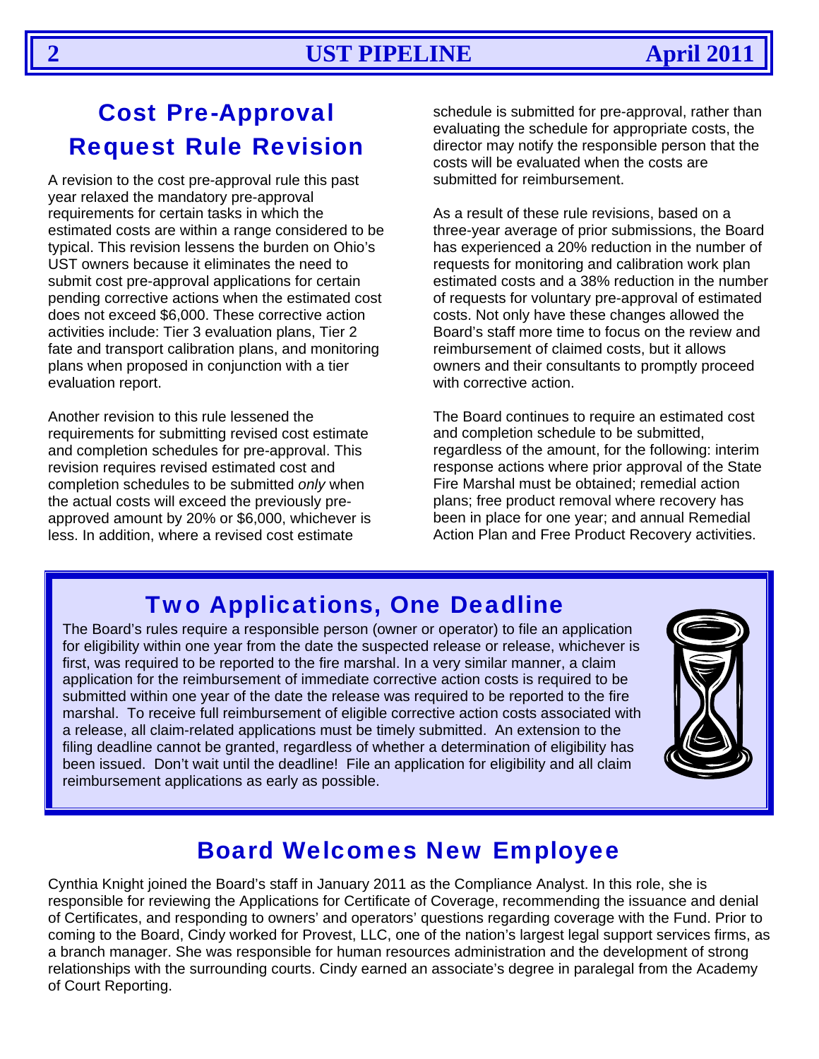## Cost Pre-Approval Request Rule Revision

A revision to the cost pre-approval rule this past year relaxed the mandatory pre-approval requirements for certain tasks in which the estimated costs are within a range considered to be typical. This revision lessens the burden on Ohio's UST owners because it eliminates the need to submit cost pre-approval applications for certain pending corrective actions when the estimated cost does not exceed $6,000. These corrective action activities include: Tier 3 evaluation plans, Tier 2 fate and transport calibration plans, and monitoring plans when proposed in conjunction with a tier evaluation report.

Another revision to this rule lessened the requirements for submitting revised cost estimate and completion schedules for pre-approval. This revision requires revised estimated cost and completion schedules to be submitted *only* when the actual costs will exceed the previously pre-approved amount by 20% or $6,000, whichever is less. In addition, where a revised cost estimate schedule is submitted for pre-approval, rather than evaluating the schedule for appropriate costs, the director may notify the responsible person that the costs will be evaluated when the costs are submitted for reimbursement.

As a result of these rule revisions, based on a three-year average of prior submissions, the Board has experienced a 20% reduction in the number of requests for monitoring and calibration work plan estimated costs and a 38% reduction in the number of requests for voluntary pre-approval of estimated costs. Not only have these changes allowed the Board's staff more time to focus on the review and reimbursement of claimed costs, but it allows owners and their consultants to promptly proceed with corrective action.

The Board continues to require an estimated cost and completion schedule to be submitted, regardless of the amount, for the following: interim response actions where prior approval of the State Fire Marshal must be obtained; remedial action plans; free product removal where recovery has been in place for one year; and annual Remedial Action Plan and Free Product Recovery activities.

## Two Applications, One Deadline

The Board's rules require a responsible person (owner or operator) to file an application for eligibility within one year from the date the suspected release or release, whichever is first, was required to be reported to the fire marshal. In a very similar manner, a claim application for the reimbursement of immediate corrective action costs is required to be submitted within one year of the date the release was required to be reported to the fire marshal. To receive full reimbursement of eligible corrective action costs associated with a release, all claim-related applications must be timely submitted. An extension to the filing deadline cannot be granted, regardless of whether a determination of eligibility has been issued. Don't wait until the deadline! File an application for eligibility and all claim reimbursement applications as early as possible.

## Board Welcomes New Employee

Cynthia Knight joined the Board's staff in January 2011 as the Compliance Analyst. In this role, she is responsible for reviewing the Applications for Certificate of Coverage, recommending the issuance and denial of Certificates, and responding to owners' and operators' questions regarding coverage with the Fund. Prior to coming to the Board, Cindy worked for Provest, LLC, one of the nation's largest legal support services firms, as a branch manager. She was responsible for human resources administration and the development of strong relationships with the surrounding courts. Cindy earned an associate's degree in paralegal from the Academy of Court Reporting.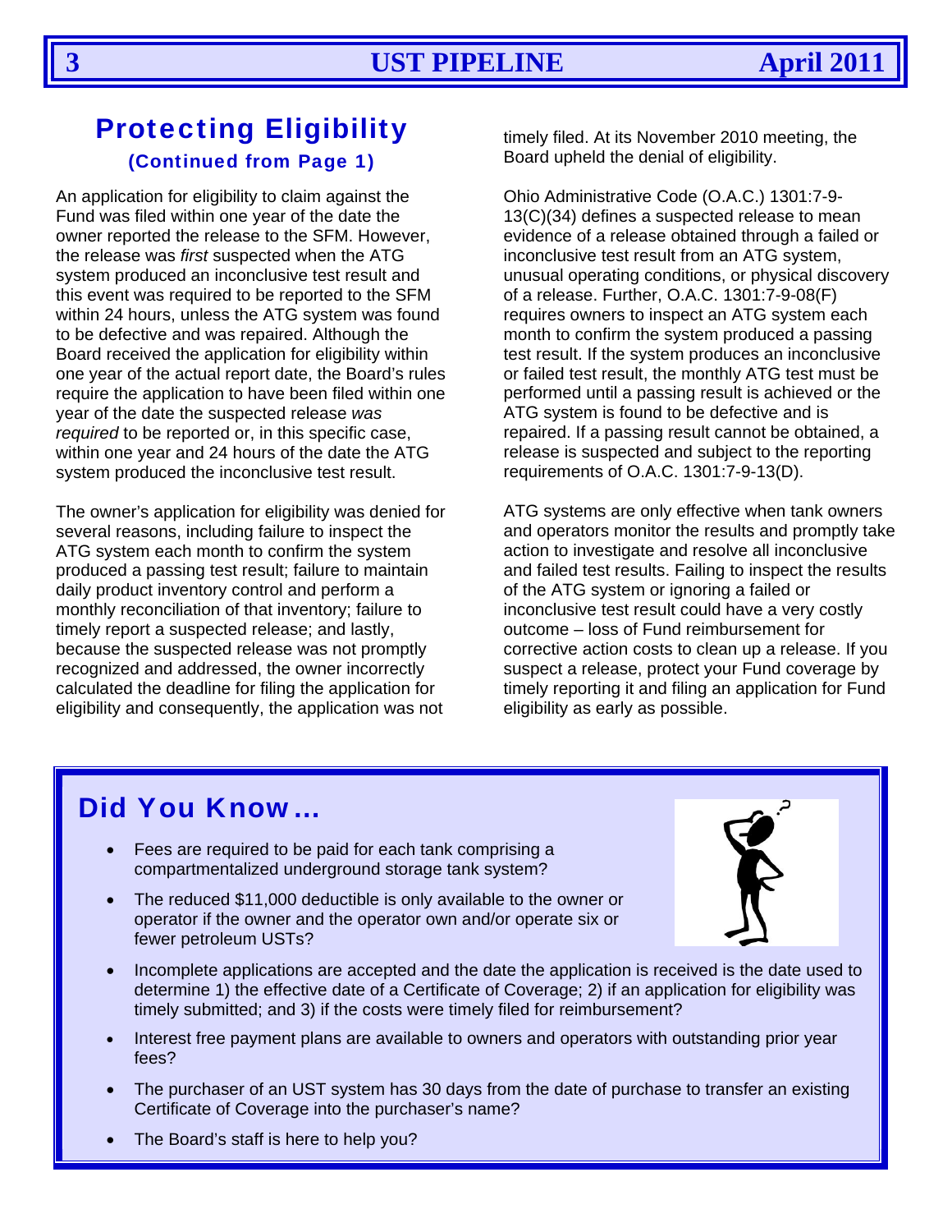## Protecting Eligibility

### (Continued from Page 1)

An application for eligibility to claim against the Fund was filed within one year of the date the owner reported the release to the SFM. However, the release was *first* suspected when the ATG system produced an inconclusive test result and this event was required to be reported to the SFM within 24 hours, unless the ATG system was found to be defective and was repaired. Although the Board received the application for eligibility within one year of the actual report date, the Board's rules require the application to have been filed within one year of the date the suspected release *was required* to be reported or, in this specific case, within one year and 24 hours of the date the ATG system produced the inconclusive test result.

The owner's application for eligibility was denied for several reasons, including failure to inspect the ATG system each month to confirm the system produced a passing test result; failure to maintain daily product inventory control and perform a monthly reconciliation of that inventory; failure to timely report a suspected release; and lastly, because the suspected release was not promptly recognized and addressed, the owner incorrectly calculated the deadline for filing the application for eligibility and consequently, the application was not timely filed. At its November 2010 meeting, the Board upheld the denial of eligibility.

Ohio Administrative Code (O.A.C.) 1301:7-9-13(C)(34) defines a suspected release to mean evidence of a release obtained through a failed or inconclusive test result from an ATG system, unusual operating conditions, or physical discovery of a release. Further, O.A.C. 1301:7-9-08(F) requires owners to inspect an ATG system each month to confirm the system produced a passing test result. If the system produces an inconclusive or failed test result, the monthly ATG test must be performed until a passing result is achieved or the ATG system is found to be defective and is repaired. If a passing result cannot be obtained, a release is suspected and subject to the reporting requirements of O.A.C. 1301:7-9-13(D).

ATG systems are only effective when tank owners and operators monitor the results and promptly take action to investigate and resolve all inconclusive and failed test results. Failing to inspect the results of the ATG system or ignoring a failed or inconclusive test result could have a very costly outcome – loss of Fund reimbursement for corrective action costs to clean up a release. If you suspect a release, protect your Fund coverage by timely reporting it and filing an application for Fund eligibility as early as possible.

## Did You Know…

- Fees are required to be paid for each tank comprising a compartmentalized underground storage tank system?
- The reduced $11,000 deductible is only available to the owner or operator if the owner and the operator own and/or operate six or fewer petroleum USTs?
- Incomplete applications are accepted and the date the application is received is the date used to determine 1) the effective date of a Certificate of Coverage; 2) if an application for eligibility was timely submitted; and 3) if the costs were timely filed for reimbursement?
- Interest free payment plans are available to owners and operators with outstanding prior year fees?
- The purchaser of an UST system has 30 days from the date of purchase to transfer an existing Certificate of Coverage into the purchaser's name?
- The Board's staff is here to help you?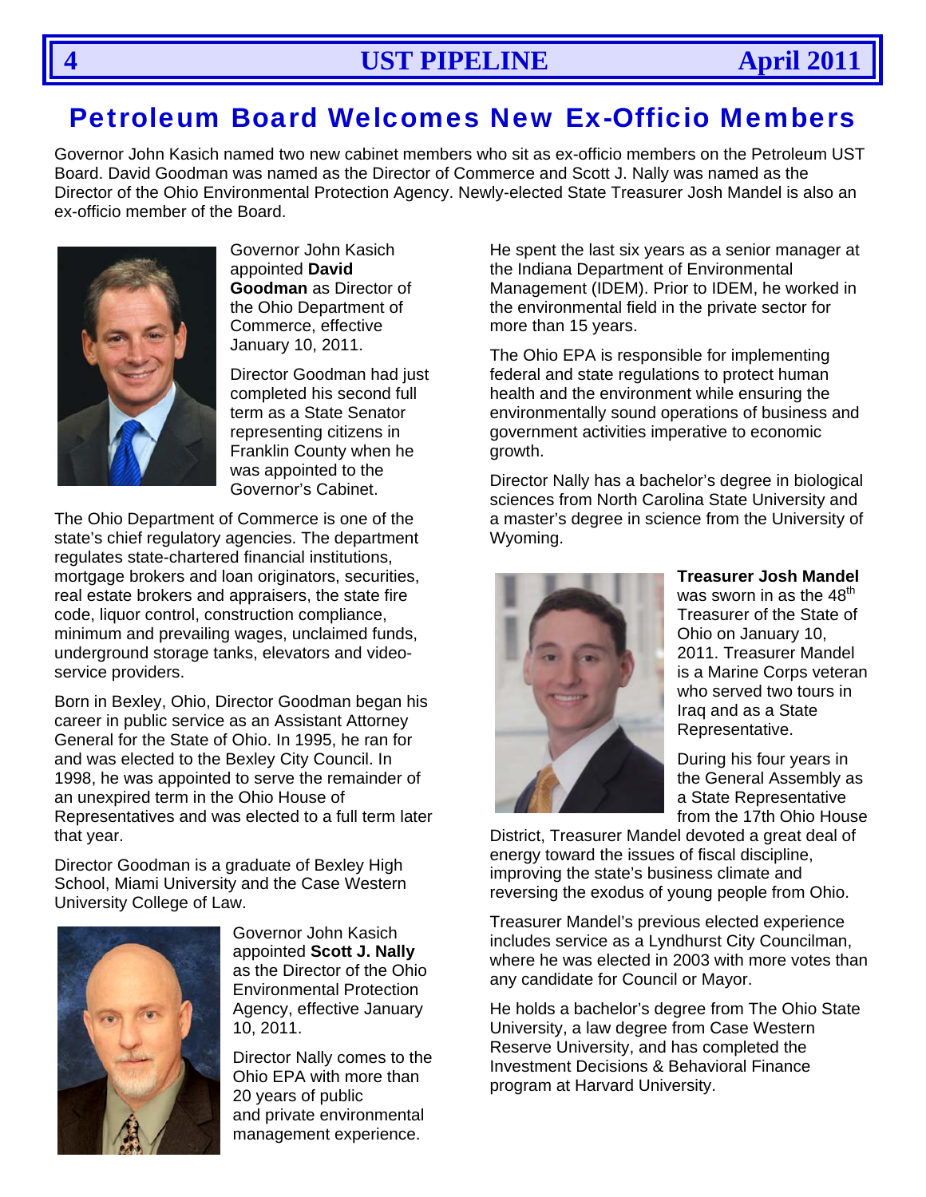# Petroleum Board Welcomes New Ex-Officio Members

Governor John Kasich named two new cabinet members who sit as ex-officio members on the Petroleum UST Board. David Goodman was named as the Director of Commerce and Scott J. Nally was named as the Director of the Ohio Environmental Protection Agency. Newly-elected State Treasurer Josh Mandel is also an ex-officio member of the Board.

Governor John Kasich appointed **David Goodman** as Director of the Ohio Department of Commerce, effective January 10, 2011.

Director Goodman had just completed his second full term as a State Senator representing citizens in Franklin County when he was appointed to the Governor's Cabinet.

The Ohio Department of Commerce is one of the state's chief regulatory agencies. The department regulates state-chartered financial institutions, mortgage brokers and loan originators, securities, real estate brokers and appraisers, the state fire code, liquor control, construction compliance, minimum and prevailing wages, unclaimed funds, underground storage tanks, elevators and video-service providers.

Born in Bexley, Ohio, Director Goodman began his career in public service as an Assistant Attorney General for the State of Ohio. In 1995, he ran for and was elected to the Bexley City Council. In 1998, he was appointed to serve the remainder of an unexpired term in the Ohio House of Representatives and was elected to a full term later that year.

Director Goodman is a graduate of Bexley High School, Miami University and the Case Western University College of Law.

Governor John Kasich appointed **Scott J. Nally** as the Director of the Ohio Environmental Protection Agency, effective January 10, 2011.

Director Nally comes to the Ohio EPA with more than 20 years of public and private environmental management experience.

He spent the last six years as a senior manager at the Indiana Department of Environmental Management (IDEM). Prior to IDEM, he worked in the environmental field in the private sector for more than 15 years.

The Ohio EPA is responsible for implementing federal and state regulations to protect human health and the environment while ensuring the environmentally sound operations of business and government activities imperative to economic growth.

Director Nally has a bachelor's degree in biological sciences from North Carolina State University and a master's degree in science from the University of Wyoming.

**Treasurer Josh Mandel** was sworn in as the 48th Treasurer of the State of Ohio on January 10, 2011. Treasurer Mandel is a Marine Corps veteran who served two tours in Iraq and as a State Representative.

During his four years in the General Assembly as a State Representative from the 17th Ohio House District, Treasurer Mandel devoted a great deal of energy toward the issues of fiscal discipline, improving the state's business climate and reversing the exodus of young people from Ohio.

Treasurer Mandel's previous elected experience includes service as a Lyndhurst City Councilman, where he was elected in 2003 with more votes than any candidate for Council or Mayor.

He holds a bachelor's degree from The Ohio State University, a law degree from Case Western Reserve University, and has completed the Investment Decisions & Behavioral Finance program at Harvard University.